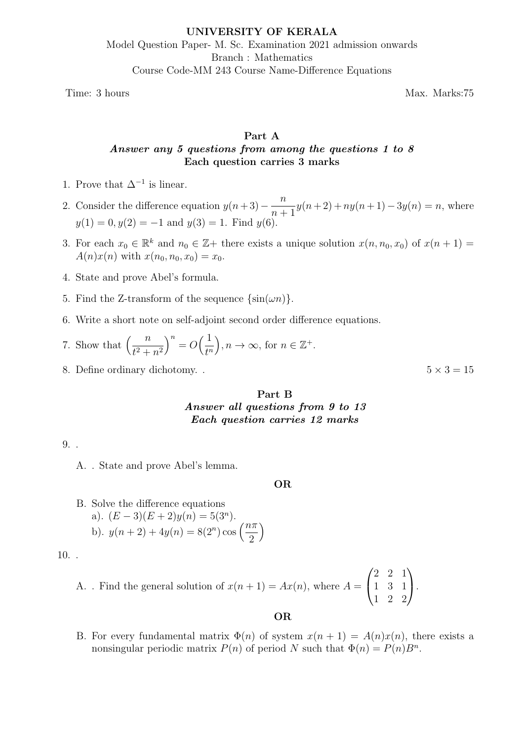**UNIVERSITY OF KERALA**

Model Question Paper- M. Sc. Examination 2021 admission onwards

Branch : Mathematics

Course Code-MM 243 Course Name-Difference Equations

Time: 3 hours Max. Marks:75

## Part A

***Answer any 5 questions from among the questions 1 to 8***

**Each question carries 3 marks**

1. Prove that $\Delta^{-1}$ is linear.
2. Consider the difference equation $y(n+3) - \dfrac{n}{n+1}y(n+2) + ny(n+1) - 3y(n) = n$, where $y(1) = 0, y(2) = -1$ and $y(3) = 1$. Find $y(6)$.
3. For each $x_0 \in \mathbb{R}^k$ and $n_0 \in \mathbb{Z}+$ there exists a unique solution $x(n, n_0, x_0)$ of $x(n+1) = A(n)x(n)$ with $x(n_0, n_0, x_0) = x_0$.
4. State and prove Abel's formula.
5. Find the Z-transform of the sequence $\{\sin(\omega n)\}$.
6. Write a short note on self-adjoint second order difference equations.
7. Show that $\left(\dfrac{n}{t^2+n^2}\right)^n = O\Big(\dfrac{1}{t^n}\Big), n \to \infty$, for $n \in \mathbb{Z}^+$.
8. Define ordinary dichotomy. .

$5 \times 3 = 15$

## Part B

***Answer all questions from 9 to 13***

***Each question carries 12 marks***

9. .

   A. . State and prove Abel's lemma.

   **OR**

   B. Solve the difference equations

   a). $(E-3)(E+2)y(n) = 5(3^n)$.

   b). $y(n+2) + 4y(n) = 8(2^n)\cos\left(\dfrac{n\pi}{2}\right)$

10. .

    A. . Find the general solution of $x(n+1) = Ax(n)$, where $A = \begin{pmatrix} 2 & 2 & 1 \\ 1 & 3 & 1 \\ 1 & 2 & 2 \end{pmatrix}$.

    **OR**

    B. For every fundamental matrix $\Phi(n)$ of system $x(n+1) = A(n)x(n)$, there exists a nonsingular periodic matrix $P(n)$ of period $N$ such that $\Phi(n) = P(n)B^n$.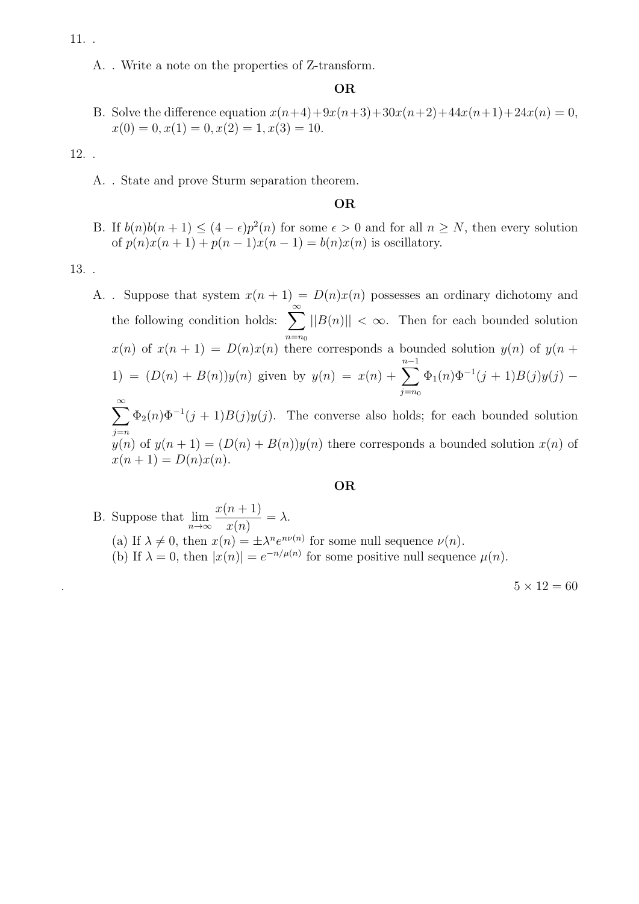11. .

A. . Write a note on the properties of Z-transform.

**OR**

B. Solve the difference equation $x(n+4)+9x(n+3)+30x(n+2)+44x(n+1)+24x(n) = 0$, $x(0) = 0, x(1) = 0, x(2) = 1, x(3) = 10$.

12. .

A. . State and prove Sturm separation theorem.

**OR**

B. If $b(n)b(n+1) \leq (4-\epsilon)p^2(n)$ for some $\epsilon > 0$ and for all $n \geq N$, then every solution of $p(n)x(n+1) + p(n-1)x(n-1) = b(n)x(n)$ is oscillatory.

13. .

A. . Suppose that system $x(n+1) = D(n)x(n)$ possesses an ordinary dichotomy and the following condition holds: $\sum_{n=n_0}^{\infty} ||B(n)|| < \infty$. Then for each bounded solution $x(n)$ of $x(n+1) = D(n)x(n)$ there corresponds a bounded solution $y(n)$ of $y(n+1) = (D(n)+B(n))y(n)$ given by $y(n) = x(n) + \sum_{j=n_0}^{n-1} \Phi_1(n)\Phi^{-1}(j+1)B(j)y(j) - \sum_{j=n}^{\infty} \Phi_2(n)\Phi^{-1}(j+1)B(j)y(j)$. The converse also holds; for each bounded solution $y(n)$ of $y(n+1) = (D(n)+B(n))y(n)$ there corresponds a bounded solution $x(n)$ of $x(n+1) = D(n)x(n)$.

**OR**

B. Suppose that $\lim_{n\to\infty} \frac{x(n+1)}{x(n)} = \lambda$.

(a) If $\lambda \neq 0$, then $x(n) = \pm\lambda^n e^{n\nu(n)}$ for some null sequence $\nu(n)$.

(b) If $\lambda = 0$, then $|x(n)| = e^{-n/\mu(n)}$ for some positive null sequence $\mu(n)$.

$5 \times 12 = 60$